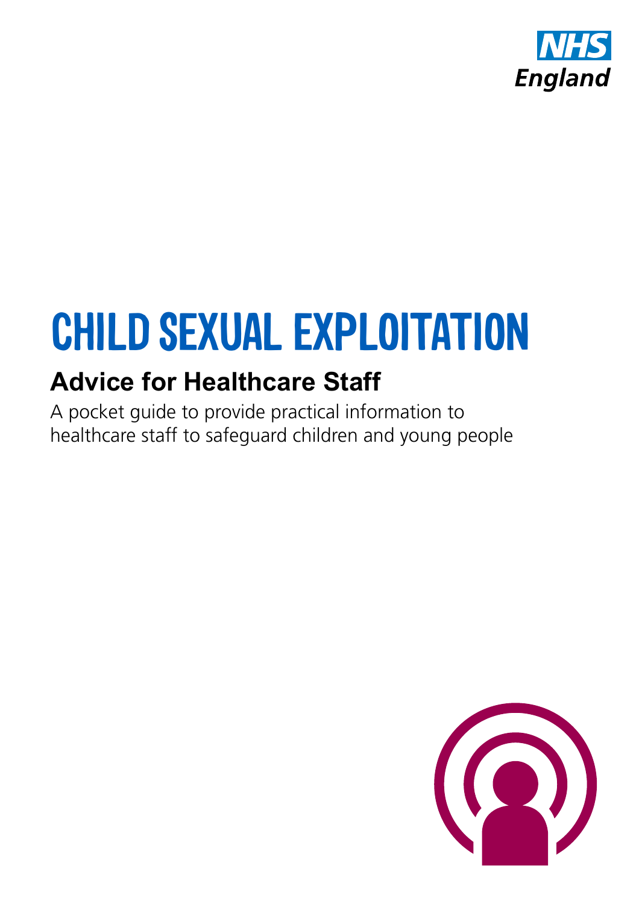NHS England

# CHILD SEXUAL EXPLOITATION

## Advice for Healthcare Staff

A pocket guide to provide practical information to healthcare staff to safeguard children and young people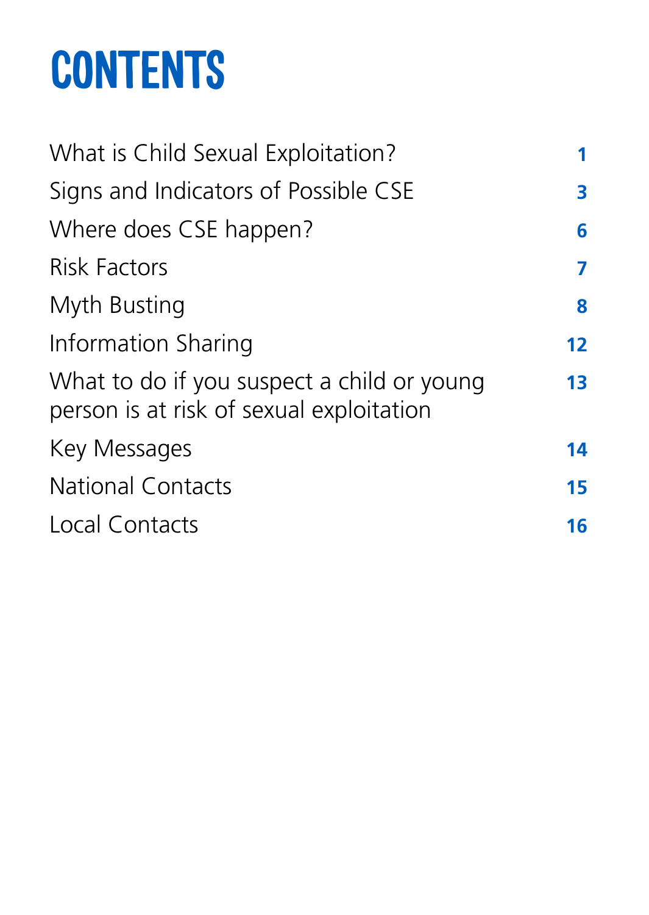# CONTENTS

| | |
|---|---|
| What is Child Sexual Exploitation? | 1 |
| Signs and Indicators of Possible CSE | 3 |
| Where does CSE happen? | 6 |
| Risk Factors | 7 |
| Myth Busting | 8 |
| Information Sharing | 12 |
| What to do if you suspect a child or young person is at risk of sexual exploitation | 13 |
| Key Messages | 14 |
| National Contacts | 15 |
| Local Contacts | 16 |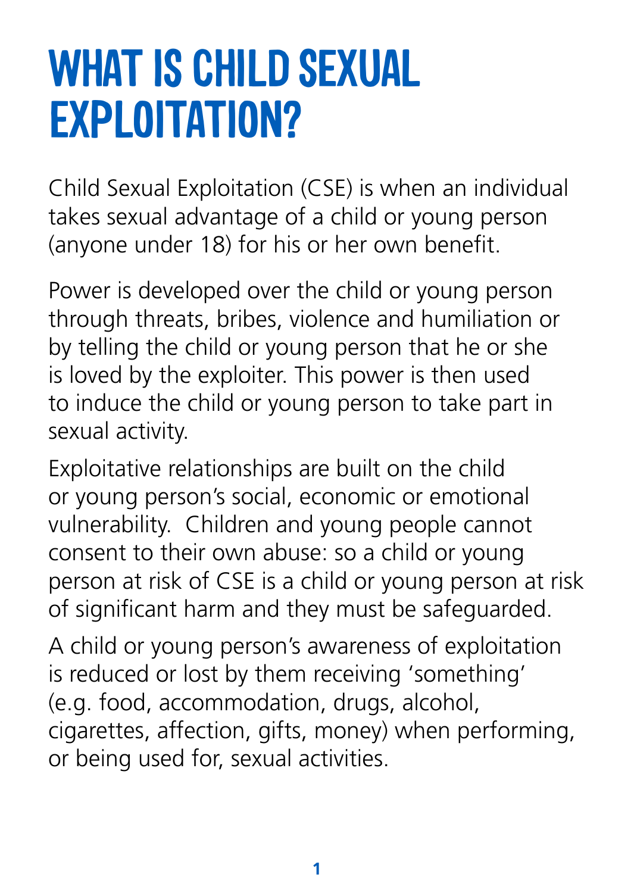# WHAT IS CHILD SEXUAL EXPLOITATION?

Child Sexual Exploitation (CSE) is when an individual takes sexual advantage of a child or young person (anyone under 18) for his or her own benefit.

Power is developed over the child or young person through threats, bribes, violence and humiliation or by telling the child or young person that he or she is loved by the exploiter. This power is then used to induce the child or young person to take part in sexual activity.

Exploitative relationships are built on the child or young person's social, economic or emotional vulnerability. Children and young people cannot consent to their own abuse: so a child or young person at risk of CSE is a child or young person at risk of significant harm and they must be safeguarded.

A child or young person's awareness of exploitation is reduced or lost by them receiving 'something' (e.g. food, accommodation, drugs, alcohol, cigarettes, affection, gifts, money) when performing, or being used for, sexual activities.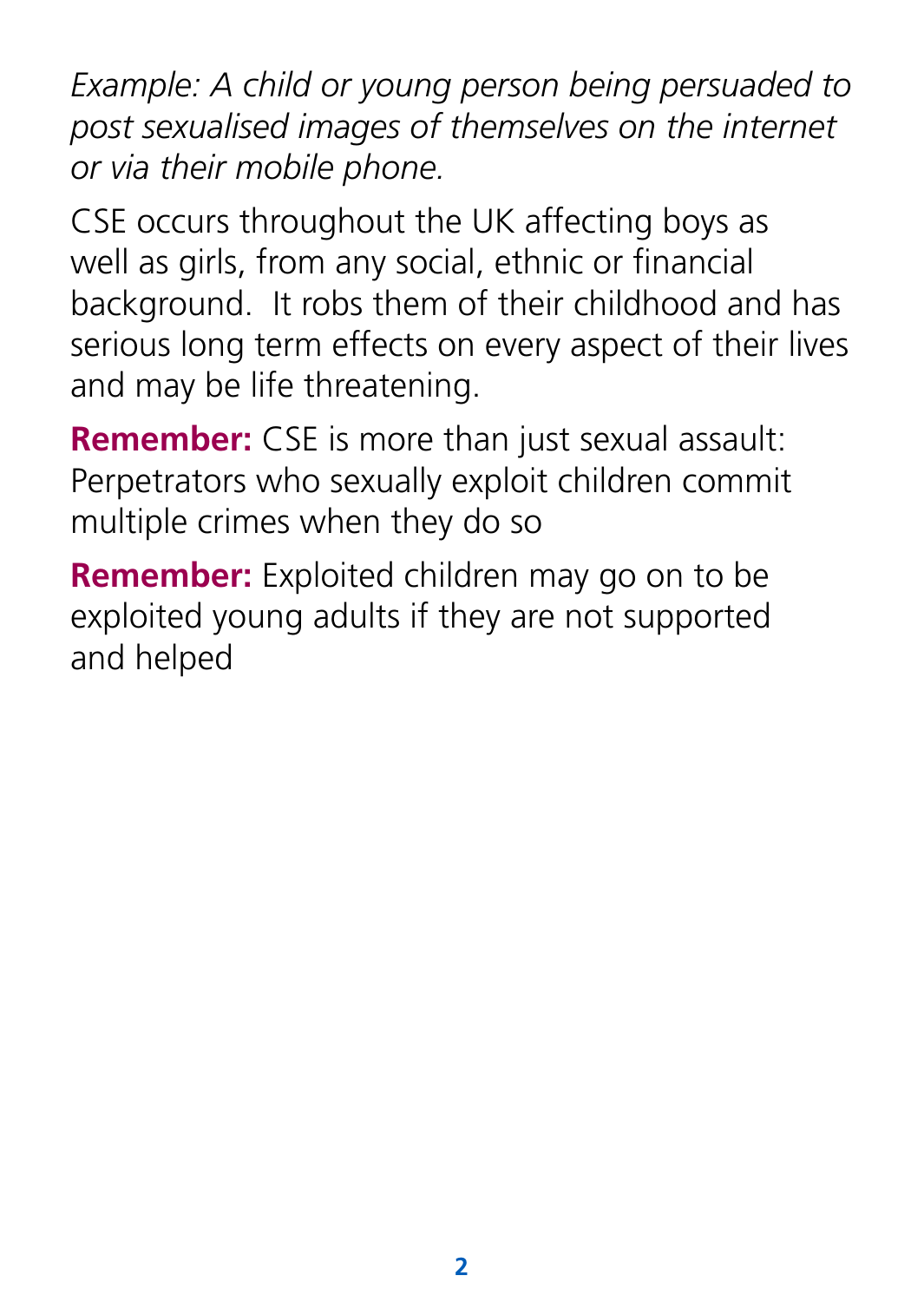*Example: A child or young person being persuaded to post sexualised images of themselves on the internet or via their mobile phone.*

CSE occurs throughout the UK affecting boys as well as girls, from any social, ethnic or financial background. It robs them of their childhood and has serious long term effects on every aspect of their lives and may be life threatening.

**Remember:** CSE is more than just sexual assault: Perpetrators who sexually exploit children commit multiple crimes when they do so

**Remember:** Exploited children may go on to be exploited young adults if they are not supported and helped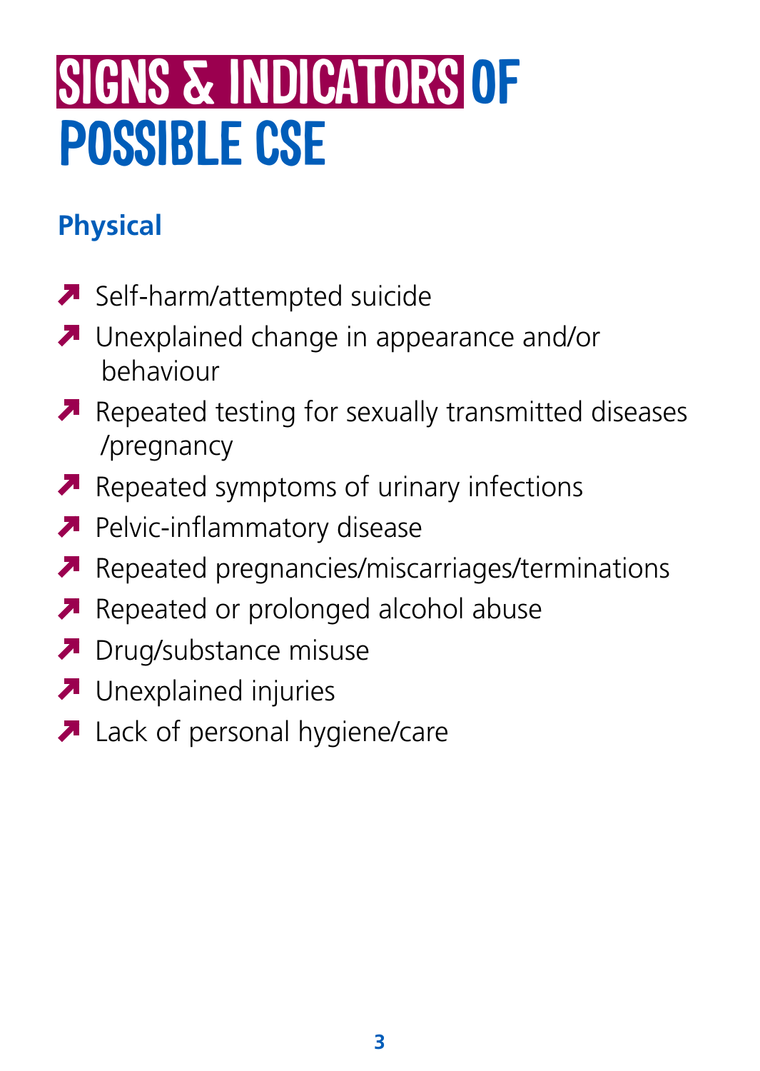# SIGNS & INDICATORS OF POSSIBLE CSE

## Physical

- Self-harm/attempted suicide
- Unexplained change in appearance and/or behaviour
- Repeated testing for sexually transmitted diseases /pregnancy
- Repeated symptoms of urinary infections
- Pelvic-inflammatory disease
- Repeated pregnancies/miscarriages/terminations
- Repeated or prolonged alcohol abuse
- Drug/substance misuse
- Unexplained injuries
- Lack of personal hygiene/care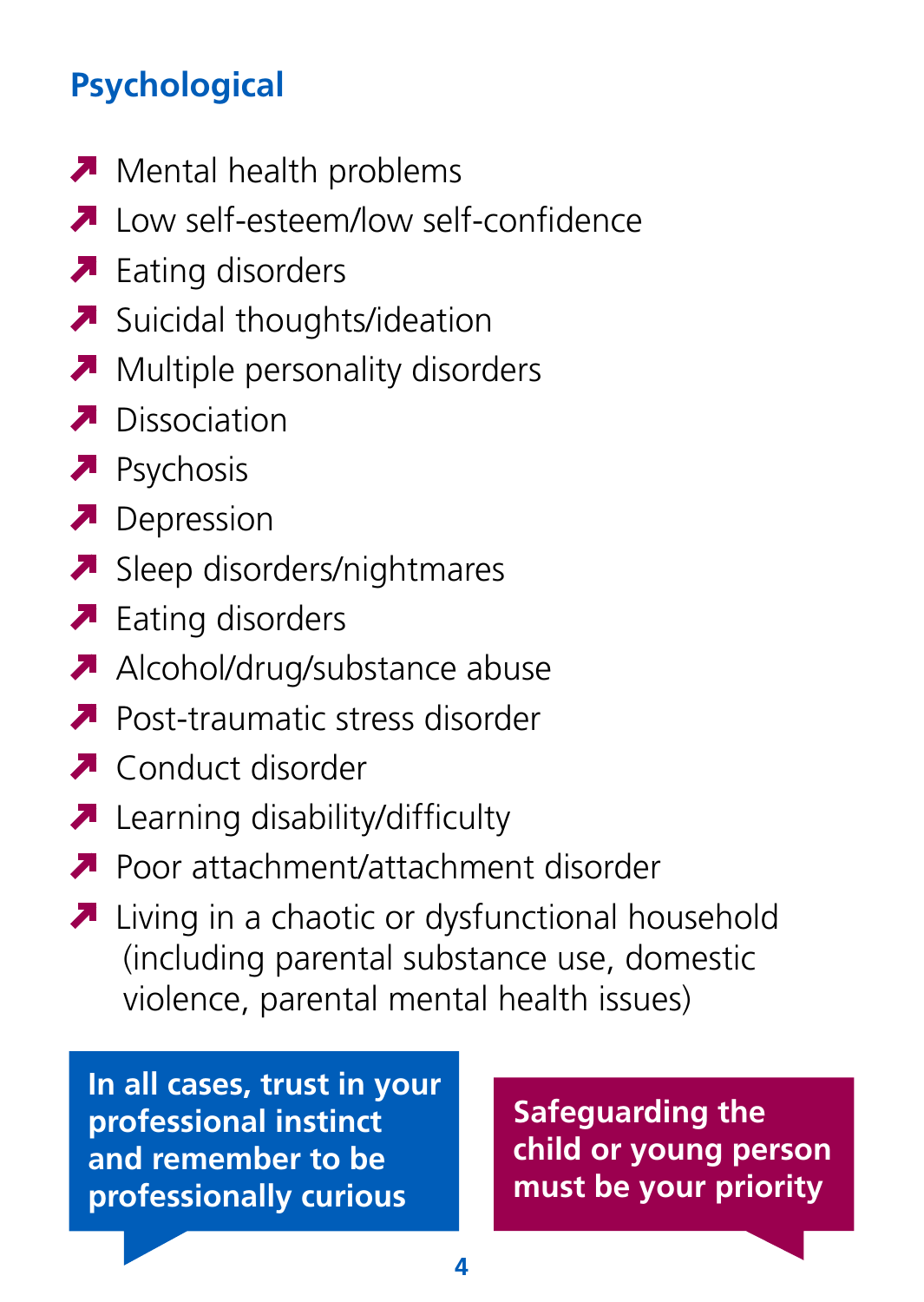## Psychological

- Mental health problems
- Low self-esteem/low self-confidence
- Eating disorders
- Suicidal thoughts/ideation
- Multiple personality disorders
- Dissociation
- Psychosis
- Depression
- Sleep disorders/nightmares
- Eating disorders
- Alcohol/drug/substance abuse
- Post-traumatic stress disorder
- Conduct disorder
- Learning disability/difficulty
- Poor attachment/attachment disorder
- Living in a chaotic or dysfunctional household (including parental substance use, domestic violence, parental mental health issues)

**In all cases, trust in your professional instinct and remember to be professionally curious**

**Safeguarding the child or young person must be your priority**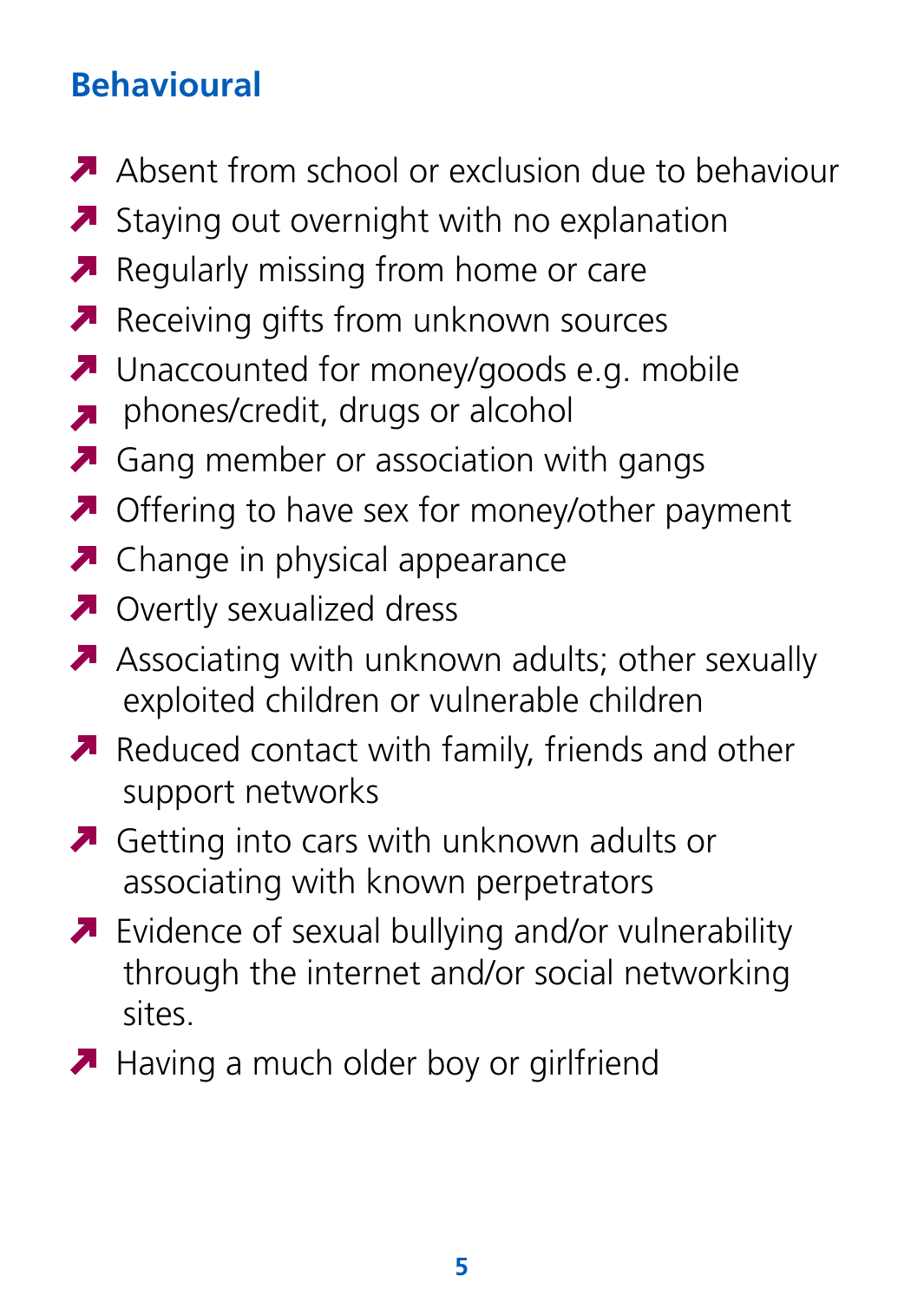## Behavioural

- Absent from school or exclusion due to behaviour
- Staying out overnight with no explanation
- Regularly missing from home or care
- Receiving gifts from unknown sources
- Unaccounted for money/goods e.g. mobile
- phones/credit, drugs or alcohol
- Gang member or association with gangs
- Offering to have sex for money/other payment
- Change in physical appearance
- Overtly sexualized dress
- Associating with unknown adults; other sexually exploited children or vulnerable children
- Reduced contact with family, friends and other support networks
- Getting into cars with unknown adults or associating with known perpetrators
- Evidence of sexual bullying and/or vulnerability through the internet and/or social networking sites.
- Having a much older boy or girlfriend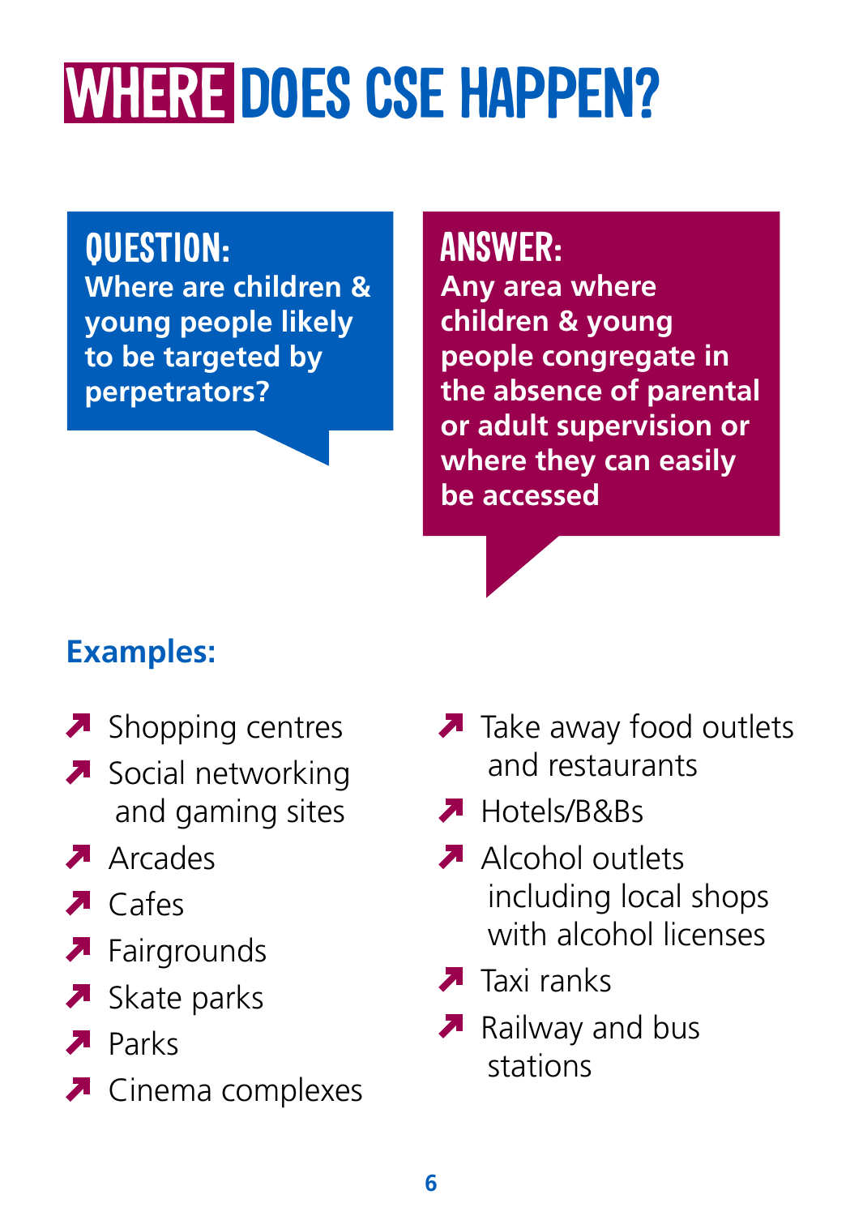# WHERE DOES CSE HAPPEN?

**QUESTION:**
**Where are children & young people likely to be targeted by perpetrators?**

**ANSWER:**
**Any area where children & young people congregate in the absence of parental or adult supervision or where they can easily be accessed**

## Examples:

- Shopping centres
- Social networking and gaming sites
- Arcades
- Cafes
- Fairgrounds
- Skate parks
- Parks
- Cinema complexes
- Take away food outlets and restaurants
- Hotels/B&Bs
- Alcohol outlets including local shops with alcohol licenses
- Taxi ranks
- Railway and bus stations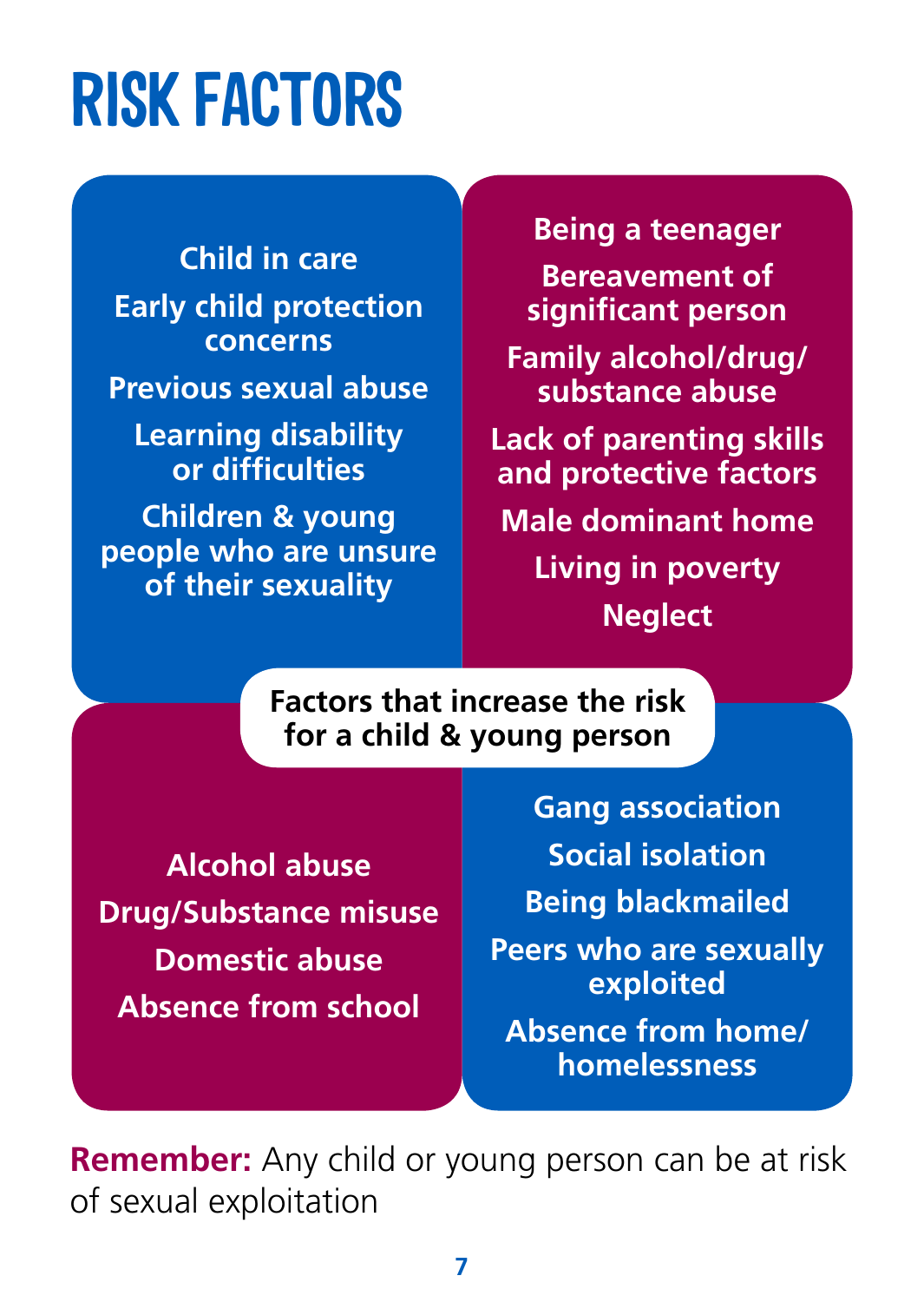# RISK FACTORS

**Factors that increase the risk for a child & young person**

- Child in care
- Early child protection concerns
- Previous sexual abuse
- Learning disability or difficulties
- Children & young people who are unsure of their sexuality

- Being a teenager
- Bereavement of significant person
- Family alcohol/drug/substance abuse
- Lack of parenting skills and protective factors
- Male dominant home
- Living in poverty
- Neglect

- Alcohol abuse
- Drug/Substance misuse
- Domestic abuse
- Absence from school

- Gang association
- Social isolation
- Being blackmailed
- Peers who are sexually exploited
- Absence from home/homelessness

**Remember:** Any child or young person can be at risk of sexual exploitation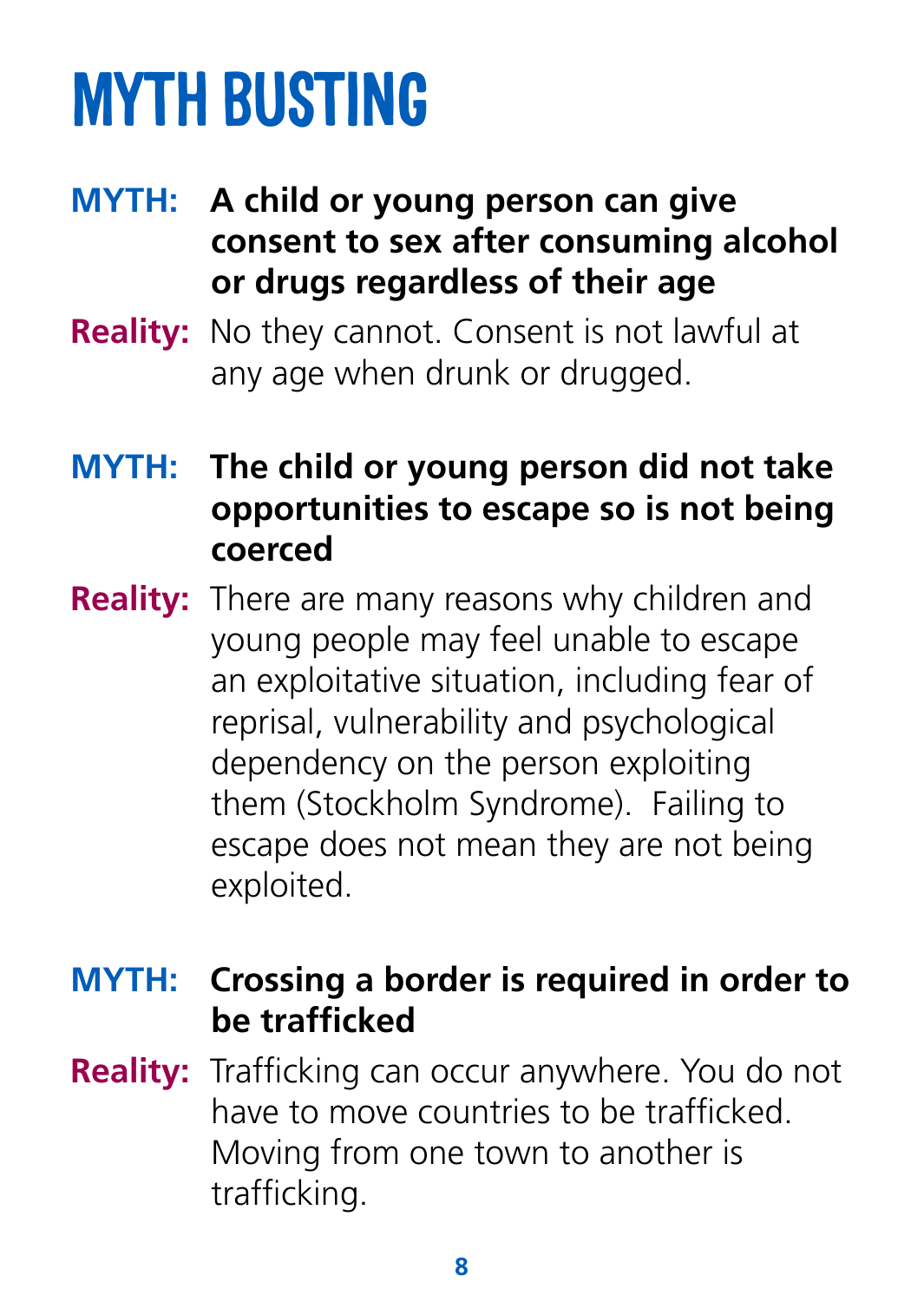# MYTH BUSTING

**MYTH:** **A child or young person can give consent to sex after consuming alcohol or drugs regardless of their age**

**Reality:** No they cannot. Consent is not lawful at any age when drunk or drugged.

**MYTH:** **The child or young person did not take opportunities to escape so is not being coerced**

**Reality:** There are many reasons why children and young people may feel unable to escape an exploitative situation, including fear of reprisal, vulnerability and psychological dependency on the person exploiting them (Stockholm Syndrome). Failing to escape does not mean they are not being exploited.

**MYTH:** **Crossing a border is required in order to be trafficked**

**Reality:** Trafficking can occur anywhere. You do not have to move countries to be trafficked. Moving from one town to another is trafficking.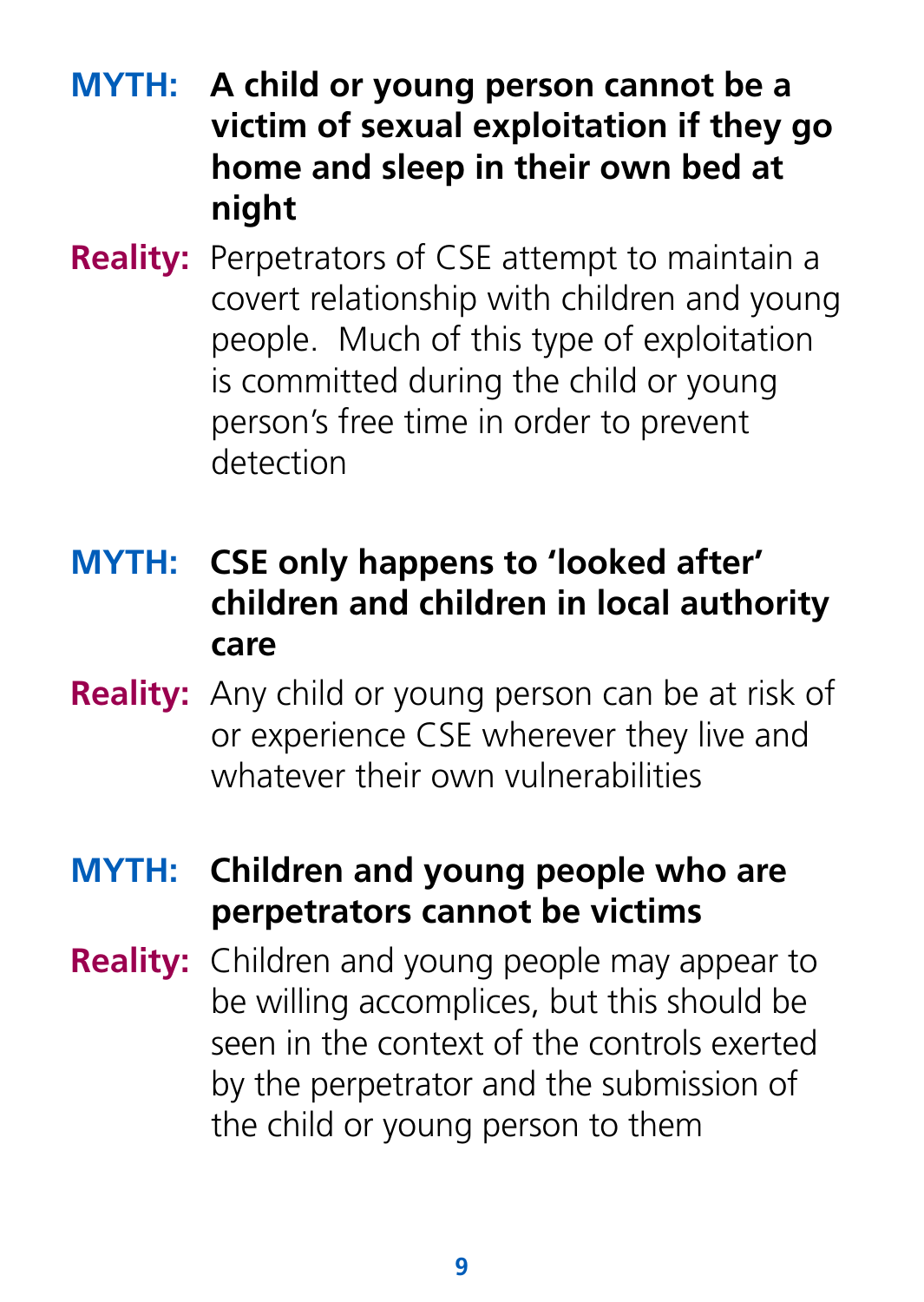**MYTH:** **A child or young person cannot be a victim of sexual exploitation if they go home and sleep in their own bed at night**

**Reality:** Perpetrators of CSE attempt to maintain a covert relationship with children and young people. Much of this type of exploitation is committed during the child or young person's free time in order to prevent detection

**MYTH:** **CSE only happens to 'looked after' children and children in local authority care**

**Reality:** Any child or young person can be at risk of or experience CSE wherever they live and whatever their own vulnerabilities

**MYTH:** **Children and young people who are perpetrators cannot be victims**

**Reality:** Children and young people may appear to be willing accomplices, but this should be seen in the context of the controls exerted by the perpetrator and the submission of the child or young person to them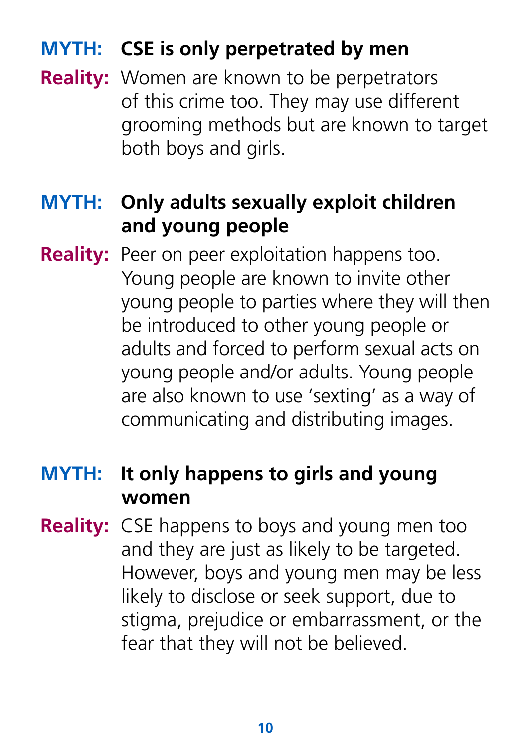**MYTH: CSE is only perpetrated by men**

**Reality:** Women are known to be perpetrators of this crime too. They may use different grooming methods but are known to target both boys and girls.

**MYTH: Only adults sexually exploit children and young people**

**Reality:** Peer on peer exploitation happens too. Young people are known to invite other young people to parties where they will then be introduced to other young people or adults and forced to perform sexual acts on young people and/or adults. Young people are also known to use 'sexting' as a way of communicating and distributing images.

**MYTH: It only happens to girls and young women**

**Reality:** CSE happens to boys and young men too and they are just as likely to be targeted. However, boys and young men may be less likely to disclose or seek support, due to stigma, prejudice or embarrassment, or the fear that they will not be believed.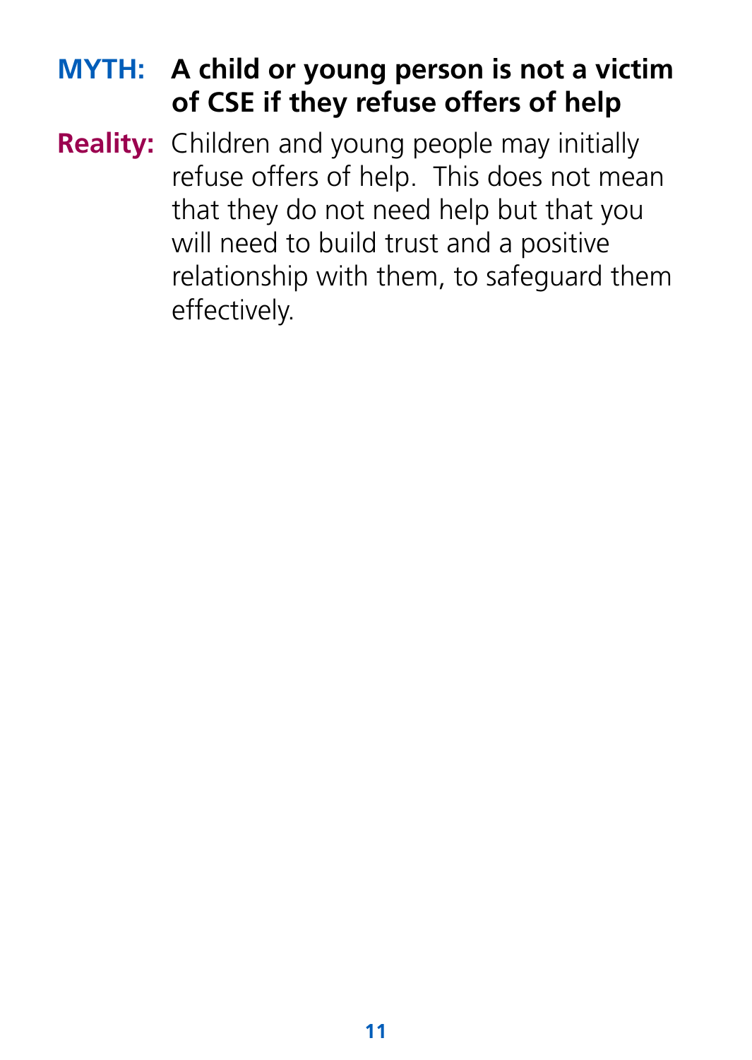**MYTH:** **A child or young person is not a victim of CSE if they refuse offers of help**

**Reality:** Children and young people may initially refuse offers of help. This does not mean that they do not need help but that you will need to build trust and a positive relationship with them, to safeguard them effectively.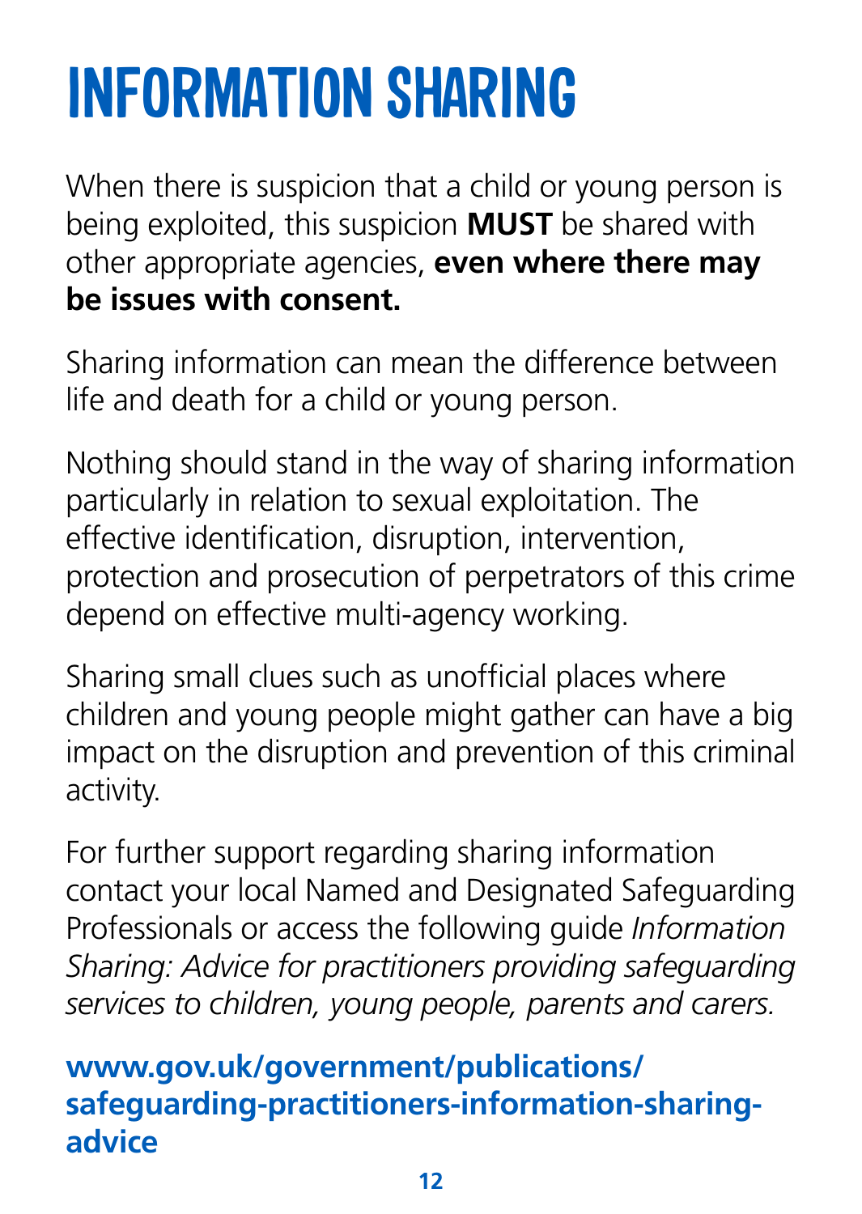# INFORMATION SHARING

When there is suspicion that a child or young person is being exploited, this suspicion **MUST** be shared with other appropriate agencies, **even where there may be issues with consent.**

Sharing information can mean the difference between life and death for a child or young person.

Nothing should stand in the way of sharing information particularly in relation to sexual exploitation. The effective identification, disruption, intervention, protection and prosecution of perpetrators of this crime depend on effective multi-agency working.

Sharing small clues such as unofficial places where children and young people might gather can have a big impact on the disruption and prevention of this criminal activity.

For further support regarding sharing information contact your local Named and Designated Safeguarding Professionals or access the following guide *Information Sharing: Advice for practitioners providing safeguarding services to children, young people, parents and carers.*

**www.gov.uk/government/publications/safeguarding-practitioners-information-sharing-advice**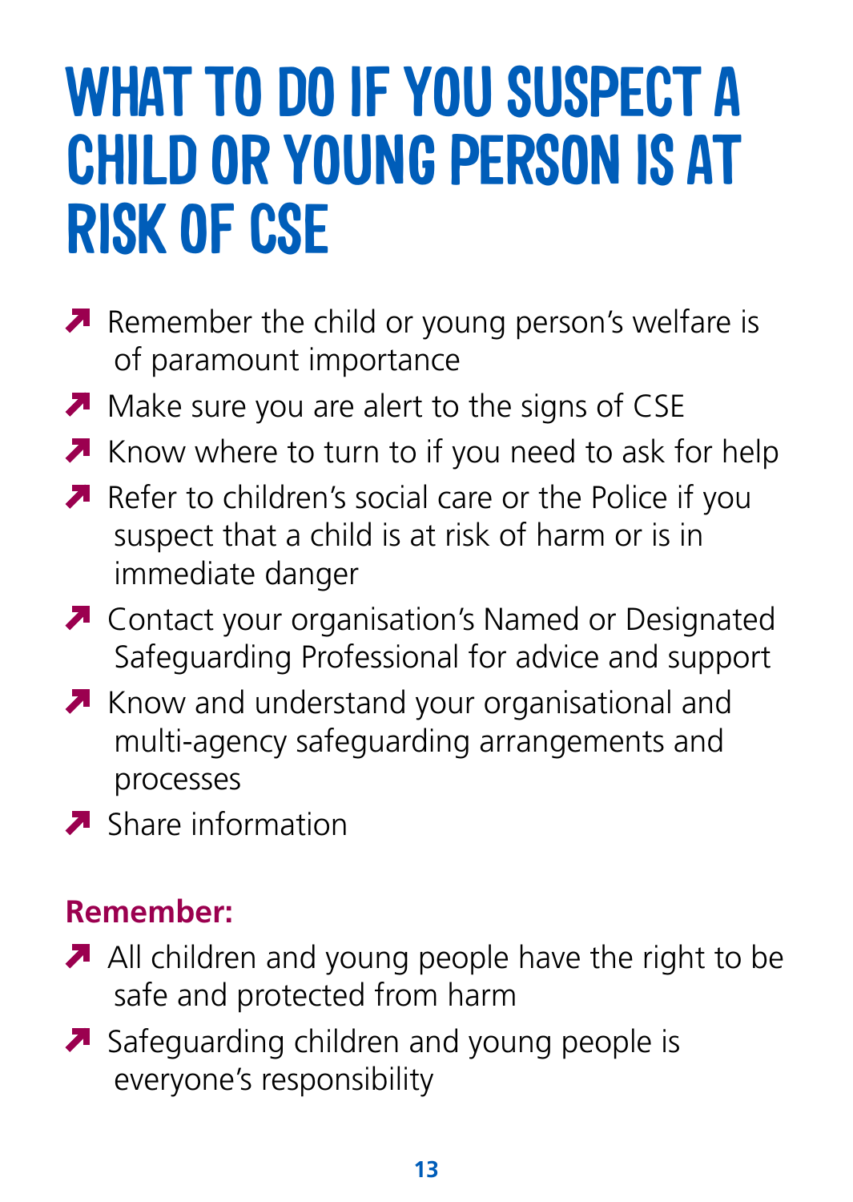# WHAT TO DO IF YOU SUSPECT A CHILD OR YOUNG PERSON IS AT RISK OF CSE

- Remember the child or young person's welfare is of paramount importance
- Make sure you are alert to the signs of CSE
- Know where to turn to if you need to ask for help
- Refer to children's social care or the Police if you suspect that a child is at risk of harm or is in immediate danger
- Contact your organisation's Named or Designated Safeguarding Professional for advice and support
- Know and understand your organisational and multi-agency safeguarding arrangements and processes
- Share information

**Remember:**

- All children and young people have the right to be safe and protected from harm
- Safeguarding children and young people is everyone's responsibility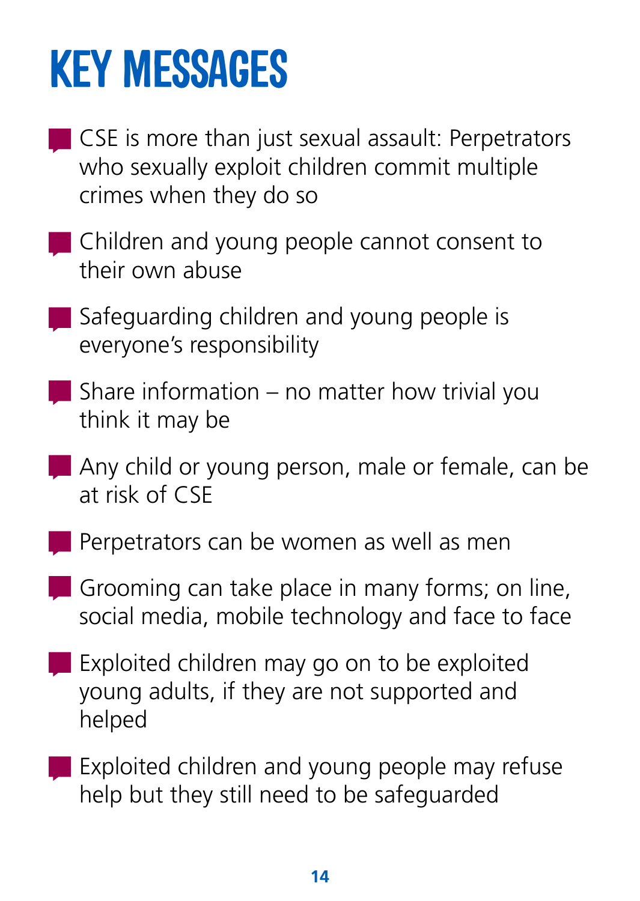# KEY MESSAGES

- CSE is more than just sexual assault: Perpetrators who sexually exploit children commit multiple crimes when they do so
- Children and young people cannot consent to their own abuse
- Safeguarding children and young people is everyone's responsibility
- Share information – no matter how trivial you think it may be
- Any child or young person, male or female, can be at risk of CSE
- Perpetrators can be women as well as men
- Grooming can take place in many forms; on line, social media, mobile technology and face to face
- Exploited children may go on to be exploited young adults, if they are not supported and helped
- Exploited children and young people may refuse help but they still need to be safeguarded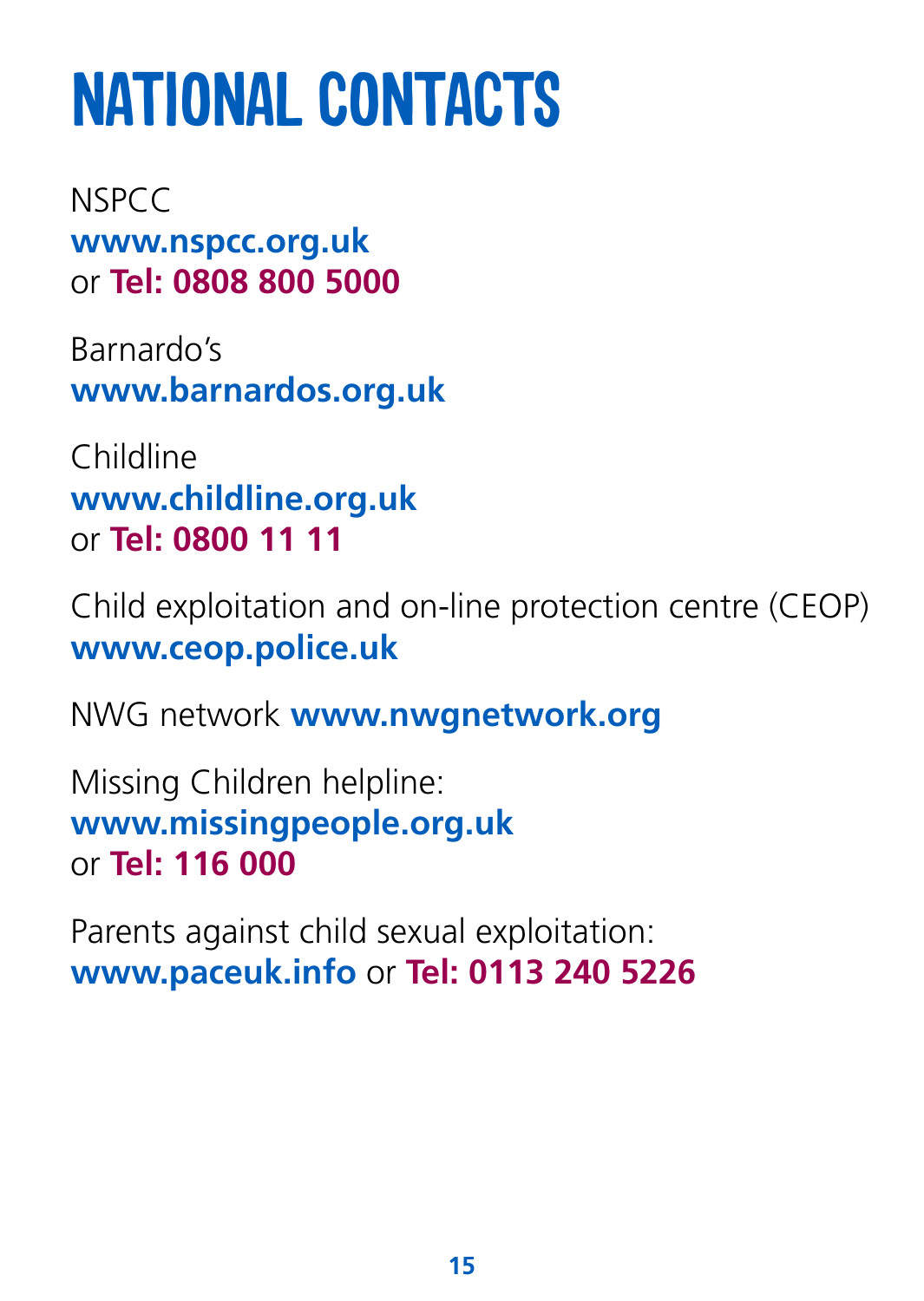# NATIONAL CONTACTS

NSPCC
**www.nspcc.org.uk**
or **Tel: 0808 800 5000**

Barnardo's
**www.barnardos.org.uk**

Childline
**www.childline.org.uk**
or **Tel: 0800 11 11**

Child exploitation and on-line protection centre (CEOP)
**www.ceop.police.uk**

NWG network **www.nwgnetwork.org**

Missing Children helpline:
**www.missingpeople.org.uk**
or **Tel: 116 000**

Parents against child sexual exploitation:
**www.paceuk.info** or **Tel: 0113 240 5226**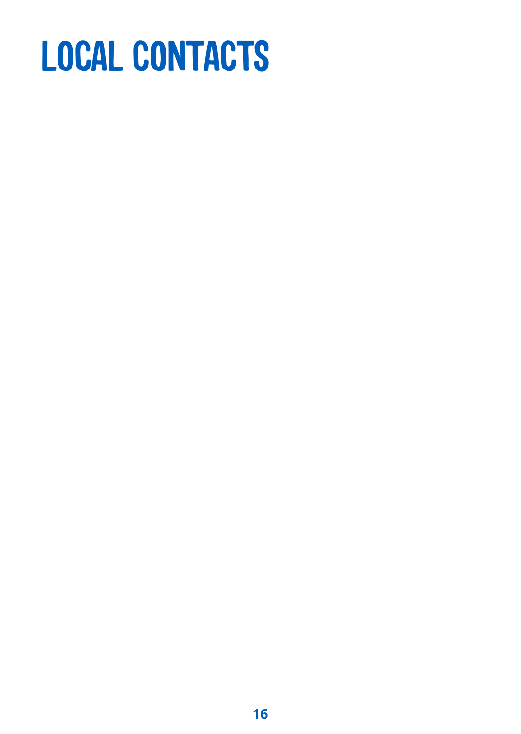# LOCAL CONTACTS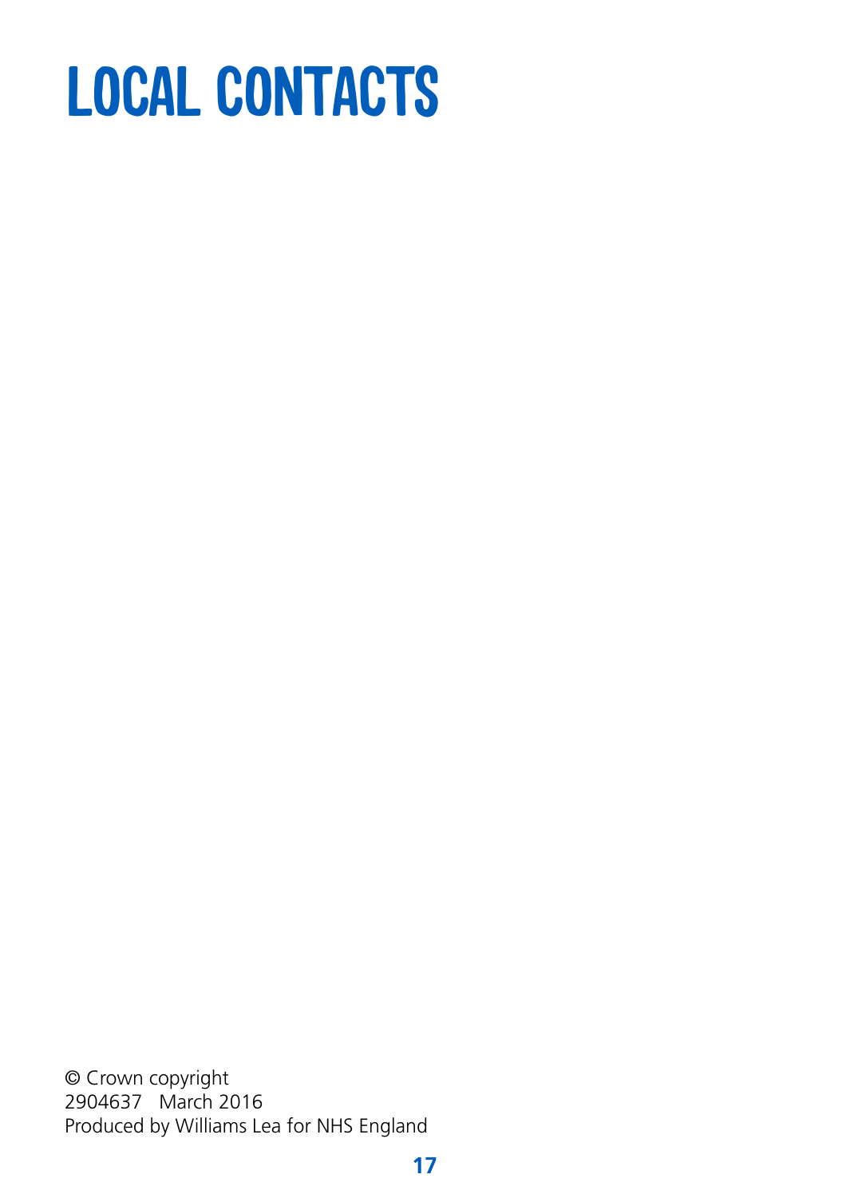# LOCAL CONTACTS

© Crown copyright
2904637 March 2016
Produced by Williams Lea for NHS England